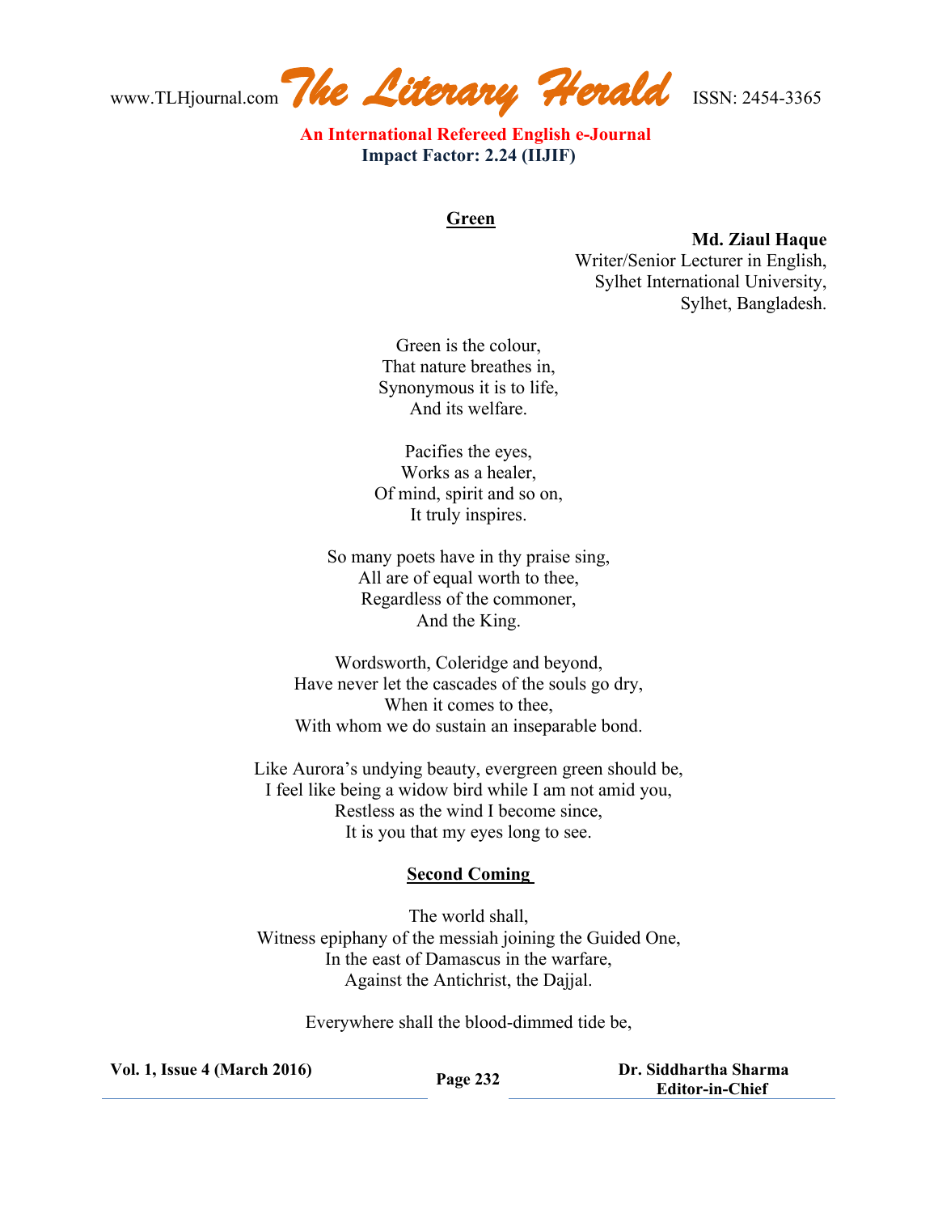## Green

**Md. Ziaul Haque**
Writer/Senior Lecturer in English,
Sylhet International University,
Sylhet, Bangladesh.

Green is the colour,
That nature breathes in,
Synonymous it is to life,
And its welfare.

Pacifies the eyes,
Works as a healer,
Of mind, spirit and so on,
It truly inspires.

So many poets have in thy praise sing,
All are of equal worth to thee,
Regardless of the commoner,
And the King.

Wordsworth, Coleridge and beyond,
Have never let the cascades of the souls go dry,
When it comes to thee,
With whom we do sustain an inseparable bond.

Like Aurora's undying beauty, evergreen green should be,
I feel like being a widow bird while I am not amid you,
Restless as the wind I become since,
It is you that my eyes long to see.

## Second Coming

The world shall,
Witness epiphany of the messiah joining the Guided One,
In the east of Damascus in the warfare,
Against the Antichrist, the Dajjal.

Everywhere shall the blood-dimmed tide be,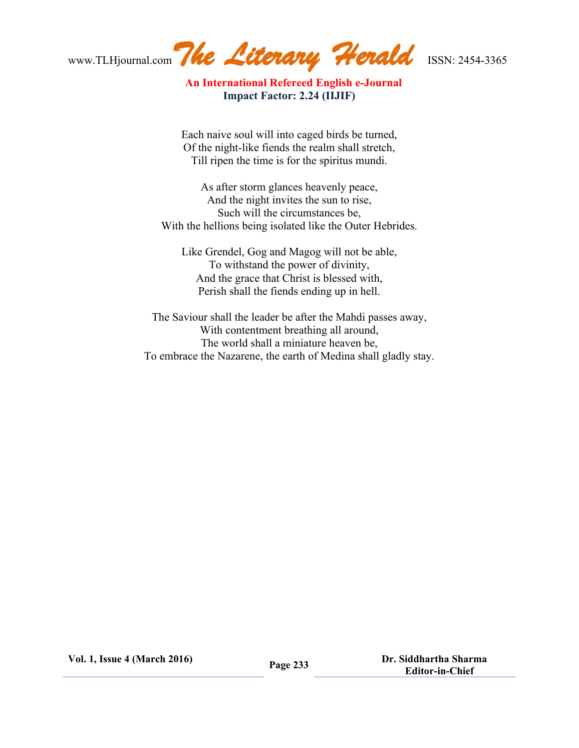Each naive soul will into caged birds be turned,  
Of the night-like fiends the realm shall stretch,  
Till ripen the time is for the spiritus mundi.

As after storm glances heavenly peace,  
And the night invites the sun to rise,  
Such will the circumstances be,  
With the hellions being isolated like the Outer Hebrides.

Like Grendel, Gog and Magog will not be able,  
To withstand the power of divinity,  
And the grace that Christ is blessed with,  
Perish shall the fiends ending up in hell.

The Saviour shall the leader be after the Mahdi passes away,  
With contentment breathing all around,  
The world shall a miniature heaven be,  
To embrace the Nazarene, the earth of Medina shall gladly stay.